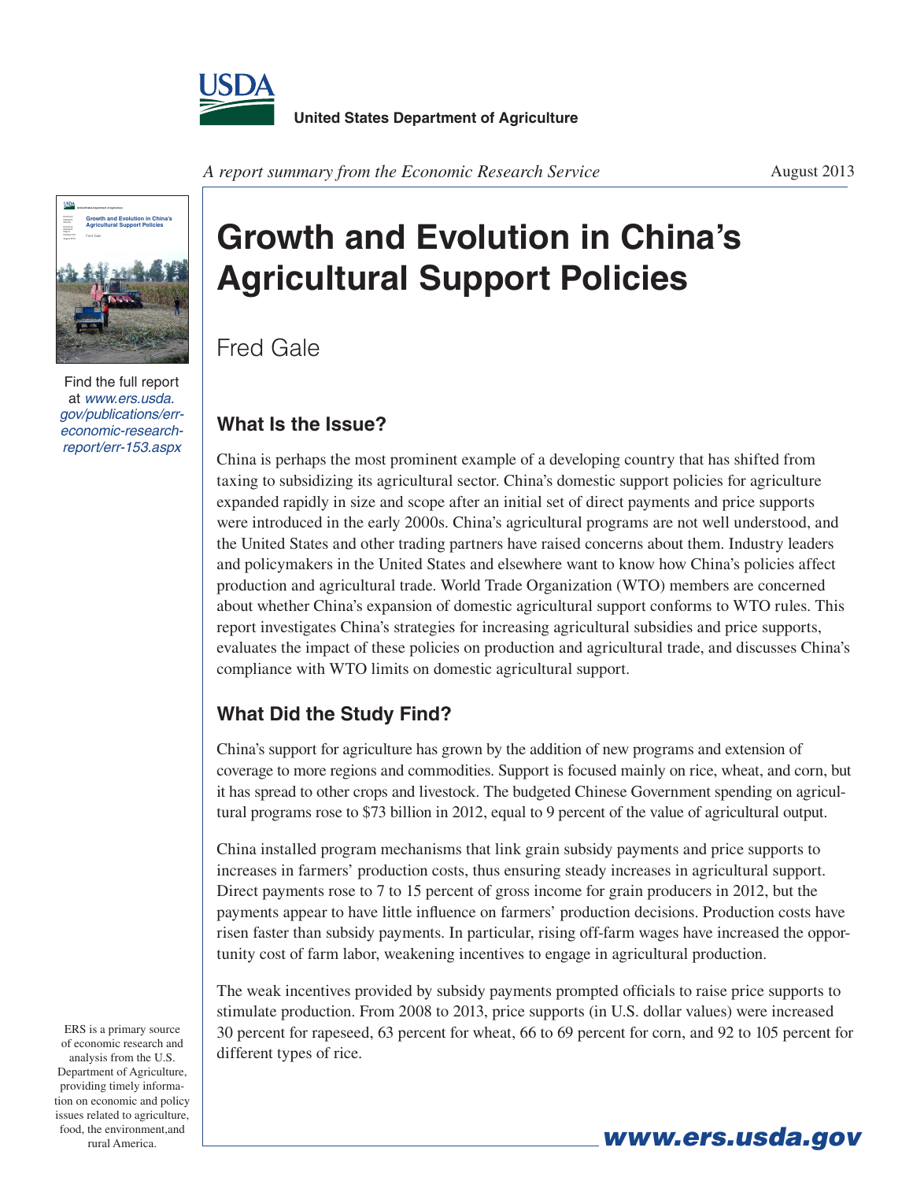United States Department of Agriculture

*A report summary from the Economic Research Service*

August 2013

Find the full report at *www.ers.usda.gov/publications/err-economic-research-report/err-153.aspx*

# Growth and Evolution in China's Agricultural Support Policies

Fred Gale

## What Is the Issue?

China is perhaps the most prominent example of a developing country that has shifted from taxing to subsidizing its agricultural sector. China's domestic support policies for agriculture expanded rapidly in size and scope after an initial set of direct payments and price supports were introduced in the early 2000s. China's agricultural programs are not well understood, and the United States and other trading partners have raised concerns about them. Industry leaders and policymakers in the United States and elsewhere want to know how China's policies affect production and agricultural trade. World Trade Organization (WTO) members are concerned about whether China's expansion of domestic agricultural support conforms to WTO rules. This report investigates China's strategies for increasing agricultural subsidies and price supports, evaluates the impact of these policies on production and agricultural trade, and discusses China's compliance with WTO limits on domestic agricultural support.

## What Did the Study Find?

China's support for agriculture has grown by the addition of new programs and extension of coverage to more regions and commodities. Support is focused mainly on rice, wheat, and corn, but it has spread to other crops and livestock. The budgeted Chinese Government spending on agricultural programs rose to $73 billion in 2012, equal to 9 percent of the value of agricultural output.

China installed program mechanisms that link grain subsidy payments and price supports to increases in farmers' production costs, thus ensuring steady increases in agricultural support. Direct payments rose to 7 to 15 percent of gross income for grain producers in 2012, but the payments appear to have little influence on farmers' production decisions. Production costs have risen faster than subsidy payments. In particular, rising off-farm wages have increased the opportunity cost of farm labor, weakening incentives to engage in agricultural production.

The weak incentives provided by subsidy payments prompted officials to raise price supports to stimulate production. From 2008 to 2013, price supports (in U.S. dollar values) were increased 30 percent for rapeseed, 63 percent for wheat, 66 to 69 percent for corn, and 92 to 105 percent for different types of rice.

ERS is a primary source of economic research and analysis from the U.S. Department of Agriculture, providing timely information on economic and policy issues related to agriculture, food, the environment,and rural America.

www.ers.usda.gov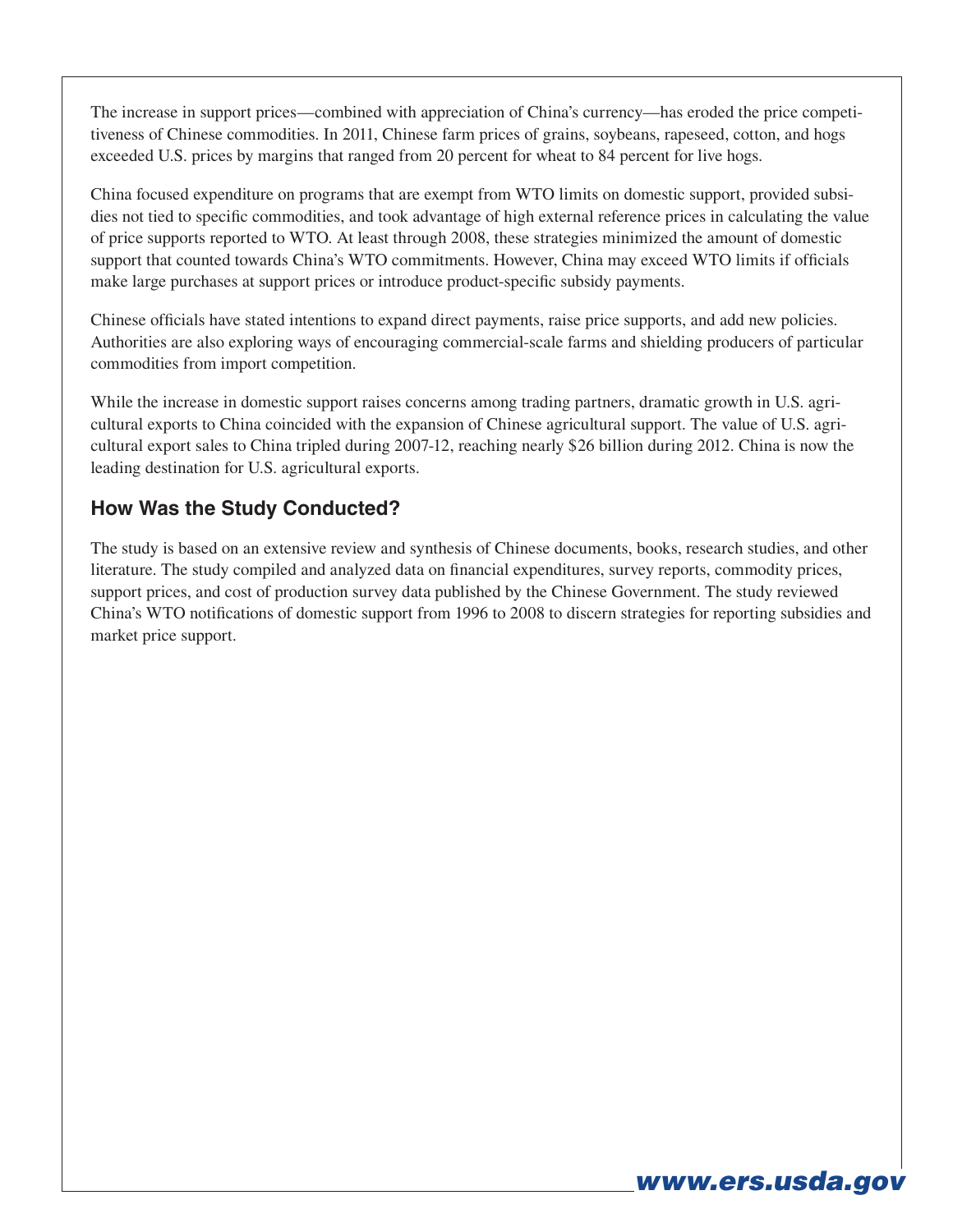The increase in support prices—combined with appreciation of China's currency—has eroded the price competitiveness of Chinese commodities. In 2011, Chinese farm prices of grains, soybeans, rapeseed, cotton, and hogs exceeded U.S. prices by margins that ranged from 20 percent for wheat to 84 percent for live hogs.

China focused expenditure on programs that are exempt from WTO limits on domestic support, provided subsidies not tied to specific commodities, and took advantage of high external reference prices in calculating the value of price supports reported to WTO. At least through 2008, these strategies minimized the amount of domestic support that counted towards China's WTO commitments. However, China may exceed WTO limits if officials make large purchases at support prices or introduce product-specific subsidy payments.

Chinese officials have stated intentions to expand direct payments, raise price supports, and add new policies. Authorities are also exploring ways of encouraging commercial-scale farms and shielding producers of particular commodities from import competition.

While the increase in domestic support raises concerns among trading partners, dramatic growth in U.S. agricultural exports to China coincided with the expansion of Chinese agricultural support. The value of U.S. agricultural export sales to China tripled during 2007-12, reaching nearly $26 billion during 2012. China is now the leading destination for U.S. agricultural exports.

## How Was the Study Conducted?

The study is based on an extensive review and synthesis of Chinese documents, books, research studies, and other literature. The study compiled and analyzed data on financial expenditures, survey reports, commodity prices, support prices, and cost of production survey data published by the Chinese Government. The study reviewed China's WTO notifications of domestic support from 1996 to 2008 to discern strategies for reporting subsidies and market price support.